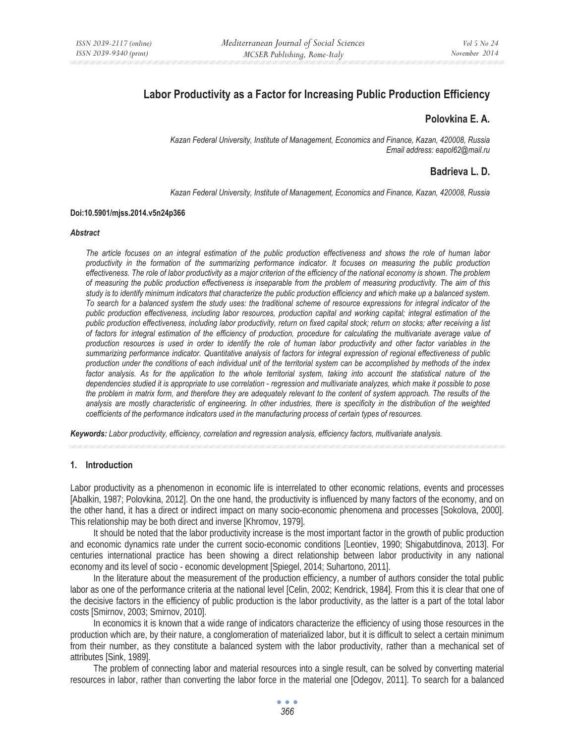# Labor Productivity as a Factor for Increasing Public Production Efficiency

## Polovkina E. A.

*Kazan Federal University, Institute of Management, Economics and Finance, Kazan, 420008, Russia*
*Email address: eapol62@mail.ru*

## Badrieva L. D.

*Kazan Federal University, Institute of Management, Economics and Finance, Kazan, 420008, Russia*

**Doi:10.5901/mjss.2014.v5n24p366**

***Abstract***

*The article focuses on an integral estimation of the public production effectiveness and shows the role of human labor productivity in the formation of the summarizing performance indicator. It focuses on measuring the public production effectiveness. The role of labor productivity as a major criterion of the efficiency of the national economy is shown. The problem of measuring the public production effectiveness is inseparable from the problem of measuring productivity. The aim of this study is to identify minimum indicators that characterize the public production efficiency and which make up a balanced system. To search for a balanced system the study uses: the traditional scheme of resource expressions for integral indicator of the public production effectiveness, including labor resources, production capital and working capital; integral estimation of the public production effectiveness, including labor productivity, return on fixed capital stock; return on stocks; after receiving a list of factors for integral estimation of the efficiency of production, procedure for calculating the multivariate average value of production resources is used in order to identify the role of human labor productivity and other factor variables in the summarizing performance indicator. Quantitative analysis of factors for integral expression of regional effectiveness of public production under the conditions of each individual unit of the territorial system can be accomplished by methods of the index factor analysis. As for the application to the whole territorial system, taking into account the statistical nature of the dependencies studied it is appropriate to use correlation - regression and multivariate analyzes, which make it possible to pose the problem in matrix form, and therefore they are adequately relevant to the content of system approach. The results of the analysis are mostly characteristic of engineering. In other industries, there is specificity in the distribution of the weighted coefficients of the performance indicators used in the manufacturing process of certain types of resources.*

***Keywords:*** *Labor productivity, efficiency, correlation and regression analysis, efficiency factors, multivariate analysis.*

## 1. Introduction

Labor productivity as a phenomenon in economic life is interrelated to other economic relations, events and processes [Abalkin, 1987; Polovkina, 2012]. On the one hand, the productivity is influenced by many factors of the economy, and on the other hand, it has a direct or indirect impact on many socio-economic phenomena and processes [Sokolova, 2000]. This relationship may be both direct and inverse [Khromov, 1979].

It should be noted that the labor productivity increase is the most important factor in the growth of public production and economic dynamics rate under the current socio-economic conditions [Leontiev, 1990; Shigabutdinova, 2013]. For centuries international practice has been showing a direct relationship between labor productivity in any national economy and its level of socio - economic development [Spiegel, 2014; Suhartono, 2011].

In the literature about the measurement of the production efficiency, a number of authors consider the total public labor as one of the performance criteria at the national level [Celin, 2002; Kendrick, 1984]. From this it is clear that one of the decisive factors in the efficiency of public production is the labor productivity, as the latter is a part of the total labor costs [Smirnov, 2003; Smirnov, 2010].

In economics it is known that a wide range of indicators characterize the efficiency of using those resources in the production which are, by their nature, a conglomeration of materialized labor, but it is difficult to select a certain minimum from their number, as they constitute a balanced system with the labor productivity, rather than a mechanical set of attributes [Sink, 1989].

The problem of connecting labor and material resources into a single result, can be solved by converting material resources in labor, rather than converting the labor force in the material one [Odegov, 2011]. To search for a balanced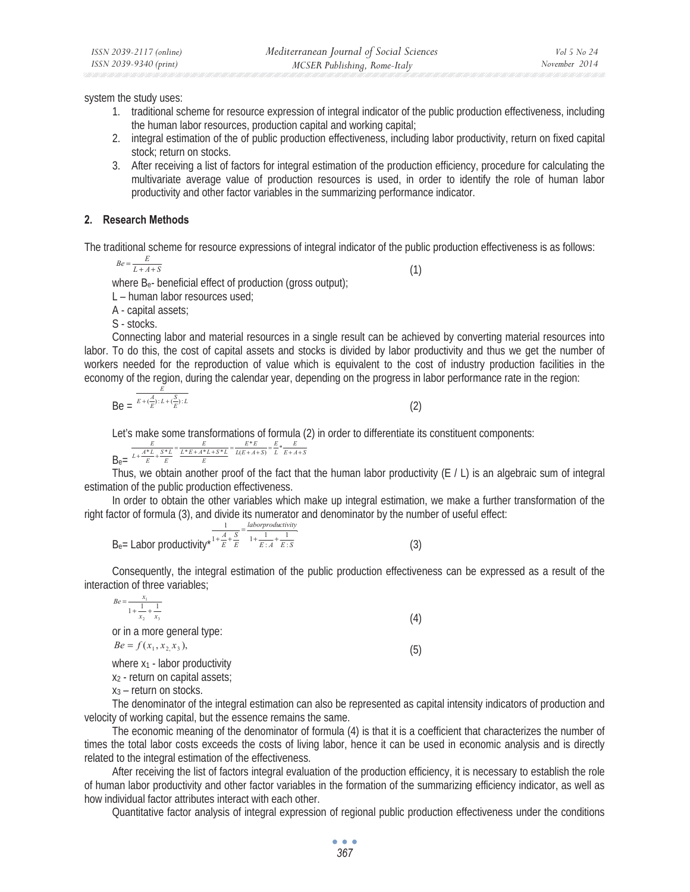system the study uses:

1. traditional scheme for resource expression of integral indicator of the public production effectiveness, including the human labor resources, production capital and working capital;
2. integral estimation of the of public production effectiveness, including labor productivity, return on fixed capital stock; return on stocks.
3. After receiving a list of factors for integral estimation of the production efficiency, procedure for calculating the multivariate average value of production resources is used, in order to identify the role of human labor productivity and other factor variables in the summarizing performance indicator.

## 2. Research Methods

The traditional scheme for resource expressions of integral indicator of the public production effectiveness is as follows:

$$Be = \frac{E}{L + A + S} \tag{1}$$

where $B_e$- beneficial effect of production (gross output);

L – human labor resources used;

A - capital assets;

S - stocks.

Connecting labor and material resources in a single result can be achieved by converting material resources into labor. To do this, the cost of capital assets and stocks is divided by labor productivity and thus we get the number of workers needed for the reproduction of value which is equivalent to the cost of industry production facilities in the economy of the region, during the calendar year, depending on the progress in labor performance rate in the region:

$$\text{Be} = \frac{E}{E + (\frac{A}{E}) : L + (\frac{S}{E}) : L} \tag{2}$$

Let's make some transformations of formula (2) in order to differentiate its constituent components:

$$B_e = \frac{E}{L + \frac{A*L}{E} + \frac{S*L}{E}} = \frac{E}{\frac{L*E + A*L + S*L}{E}} = \frac{E*E}{L(E+A+S)} = \frac{E}{L} * \frac{E}{E+A+S}$$

Thus, we obtain another proof of the fact that the human labor productivity (E / L) is an algebraic sum of integral estimation of the public production effectiveness.

In order to obtain the other variables which make up integral estimation, we make a further transformation of the right factor of formula (3), and divide its numerator and denominator by the number of useful effect:

$$B_e = \text{Labor productivity} * \frac{1}{1 + \frac{A}{E} + \frac{S}{E}} = \frac{laborproductivity}{1 + \frac{1}{E:A} + \frac{1}{E:S}} \tag{3}$$

Consequently, the integral estimation of the public production effectiveness can be expressed as a result of the interaction of three variables;

$$Be = \frac{x_1}{1 + \frac{1}{x_2} + \frac{1}{x_3}} \tag{4}$$

or in a more general type:

$$Be = f(x_1, x_2, x_3), \tag{5}$$

where $x_1$ - labor productivity

$x_2$ - return on capital assets;

$x_3$ – return on stocks.

The denominator of the integral estimation can also be represented as capital intensity indicators of production and velocity of working capital, but the essence remains the same.

The economic meaning of the denominator of formula (4) is that it is a coefficient that characterizes the number of times the total labor costs exceeds the costs of living labor, hence it can be used in economic analysis and is directly related to the integral estimation of the effectiveness.

After receiving the list of factors integral evaluation of the production efficiency, it is necessary to establish the role of human labor productivity and other factor variables in the formation of the summarizing efficiency indicator, as well as how individual factor attributes interact with each other.

Quantitative factor analysis of integral expression of regional public production effectiveness under the conditions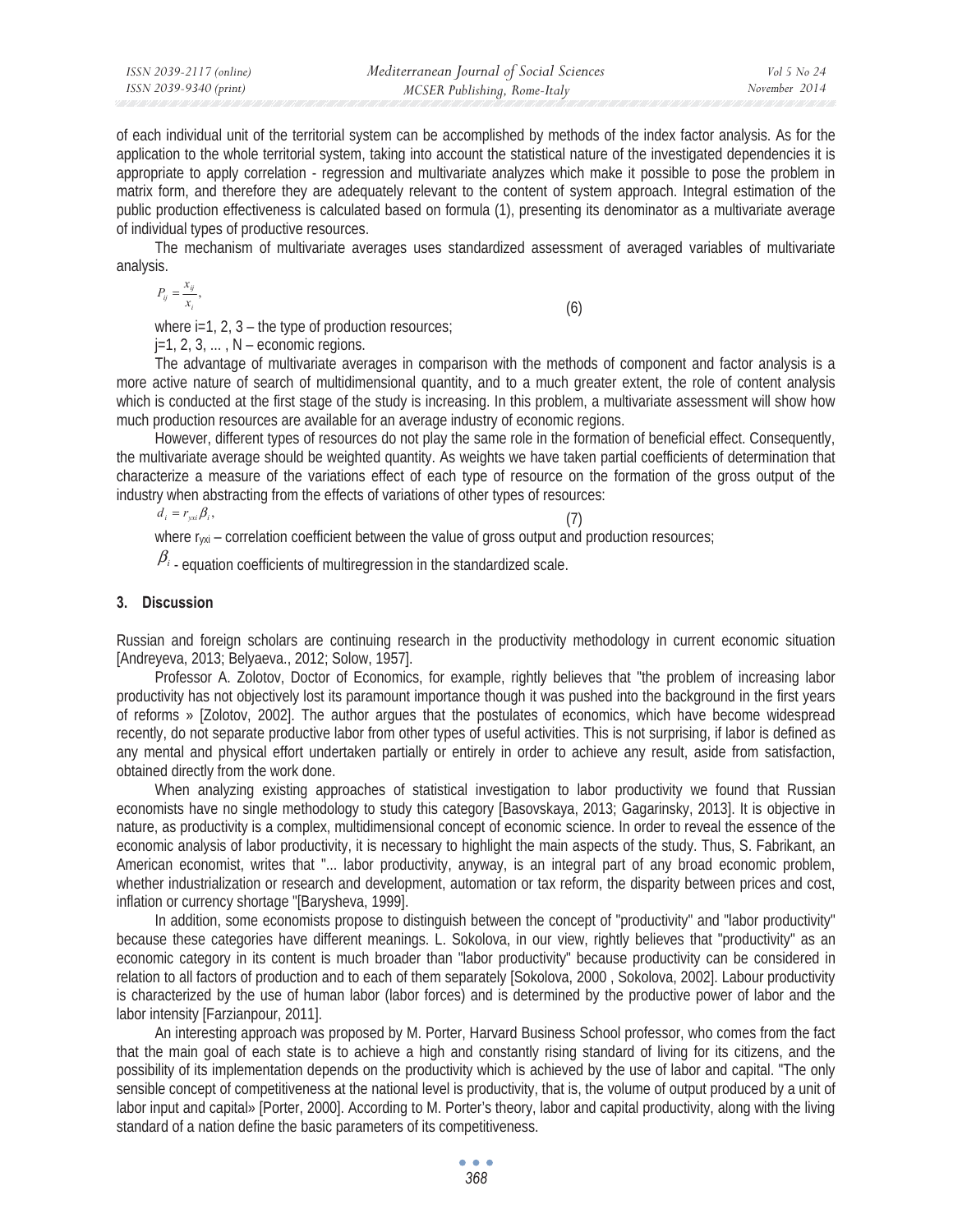of each individual unit of the territorial system can be accomplished by methods of the index factor analysis. As for the application to the whole territorial system, taking into account the statistical nature of the investigated dependencies it is appropriate to apply correlation - regression and multivariate analyzes which make it possible to pose the problem in matrix form, and therefore they are adequately relevant to the content of system approach. Integral estimation of the public production effectiveness is calculated based on formula (1), presenting its denominator as a multivariate average of individual types of productive resources.

The mechanism of multivariate averages uses standardized assessment of averaged variables of multivariate analysis.

$$P_{ij} = \frac{x_{ij}}{x_i}, \tag{6}$$

where i=1, 2, 3 – the type of production resources;

j=1, 2, 3, ... , N – economic regions.

The advantage of multivariate averages in comparison with the methods of component and factor analysis is a more active nature of search of multidimensional quantity, and to a much greater extent, the role of content analysis which is conducted at the first stage of the study is increasing. In this problem, a multivariate assessment will show how much production resources are available for an average industry of economic regions.

However, different types of resources do not play the same role in the formation of beneficial effect. Consequently, the multivariate average should be weighted quantity. As weights we have taken partial coefficients of determination that characterize a measure of the variations effect of each type of resource on the formation of the gross output of the industry when abstracting from the effects of variations of other types of resources:

$$d_i = r_{yxi}\beta_i, \tag{7}$$

where $r_{yxi}$ – correlation coefficient between the value of gross output and production resources;

$\beta_i$ - equation coefficients of multiregression in the standardized scale.

### 3. Discussion

Russian and foreign scholars are continuing research in the productivity methodology in current economic situation [Andreyeva, 2013; Belyaeva., 2012; Solow, 1957].

Professor A. Zolotov, Doctor of Economics, for example, rightly believes that "the problem of increasing labor productivity has not objectively lost its paramount importance though it was pushed into the background in the first years of reforms » [Zolotov, 2002]. The author argues that the postulates of economics, which have become widespread recently, do not separate productive labor from other types of useful activities. This is not surprising, if labor is defined as any mental and physical effort undertaken partially or entirely in order to achieve any result, aside from satisfaction, obtained directly from the work done.

When analyzing existing approaches of statistical investigation to labor productivity we found that Russian economists have no single methodology to study this category [Basovskaya, 2013; Gagarinsky, 2013]. It is objective in nature, as productivity is a complex, multidimensional concept of economic science. In order to reveal the essence of the economic analysis of labor productivity, it is necessary to highlight the main aspects of the study. Thus, S. Fabrikant, an American economist, writes that "... labor productivity, anyway, is an integral part of any broad economic problem, whether industrialization or research and development, automation or tax reform, the disparity between prices and cost, inflation or currency shortage "[Barysheva, 1999].

In addition, some economists propose to distinguish between the concept of "productivity" and "labor productivity" because these categories have different meanings. L. Sokolova, in our view, rightly believes that "productivity" as an economic category in its content is much broader than "labor productivity" because productivity can be considered in relation to all factors of production and to each of them separately [Sokolova, 2000 , Sokolova, 2002]. Labour productivity is characterized by the use of human labor (labor forces) and is determined by the productive power of labor and the labor intensity [Farzianpour, 2011].

An interesting approach was proposed by M. Porter, Harvard Business School professor, who comes from the fact that the main goal of each state is to achieve a high and constantly rising standard of living for its citizens, and the possibility of its implementation depends on the productivity which is achieved by the use of labor and capital. "The only sensible concept of competitiveness at the national level is productivity, that is, the volume of output produced by a unit of labor input and capital» [Porter, 2000]. According to M. Porter's theory, labor and capital productivity, along with the living standard of a nation define the basic parameters of its competitiveness.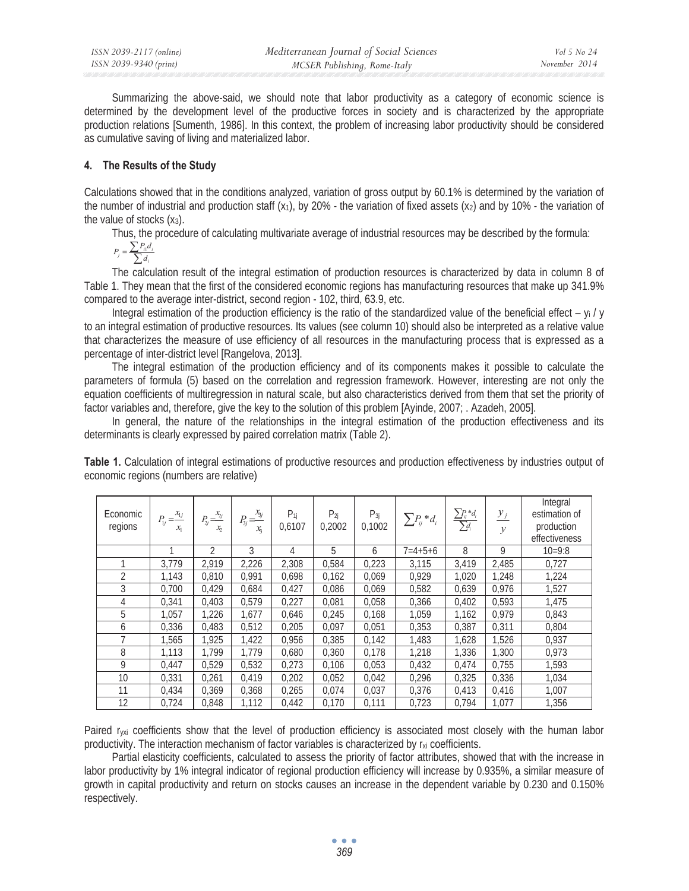Summarizing the above-said, we should note that labor productivity as a category of economic science is determined by the development level of the productive forces in society and is characterized by the appropriate production relations [Sumenth, 1986]. In this context, the problem of increasing labor productivity should be considered as cumulative saving of living and materialized labor.

## 4. The Results of the Study

Calculations showed that in the conditions analyzed, variation of gross output by 60.1% is determined by the variation of the number of industrial and production staff ($x_1$), by 20% - the variation of fixed assets ($x_2$) and by 10% - the variation of the value of stocks ($x_3$).

Thus, the procedure of calculating multivariate average of industrial resources may be described by the formula:

$$P_j = \frac{\sum P_{ii} d_i}{\sum d_i}$$

The calculation result of the integral estimation of production resources is characterized by data in column 8 of Table 1. They mean that the first of the considered economic regions has manufacturing resources that make up 341.9% compared to the average inter-district, second region - 102, third, 63.9, etc.

Integral estimation of the production efficiency is the ratio of the standardized value of the beneficial effect – $y_i$ / y to an integral estimation of productive resources. Its values (see column 10) should also be interpreted as a relative value that characterizes the measure of use efficiency of all resources in the manufacturing process that is expressed as a percentage of inter-district level [Rangelova, 2013].

The integral estimation of the production efficiency and of its components makes it possible to calculate the parameters of formula (5) based on the correlation and regression framework. However, interesting are not only the equation coefficients of multiregression in natural scale, but also characteristics derived from them that set the priority of factor variables and, therefore, give the key to the solution of this problem [Ayinde, 2007; . Azadeh, 2005].

In general, the nature of the relationships in the integral estimation of the production effectiveness and its determinants is clearly expressed by paired correlation matrix (Table 2).

**Table 1.** Calculation of integral estimations of productive resources and production effectiveness by industries output of economic regions (numbers are relative)

| Economic regions | $P_{1j} = \frac{x_{1j}}{x_1}$ | $P_{2j} = \frac{x_{2j}}{x_2}$ | $P_{3j} = \frac{x_{3j}}{x_3}$ | $P_{1j}$ 0,6107 | $P_{2j}$ 0,2002 | $P_{3j}$ 0,1002 | $\sum P_{ij} * d_i$ | $\frac{\sum P_{ij} * d_i}{\sum d_i}$ | $\frac{y_j}{y}$ | Integral estimation of production effectiveness |
|---|---|---|---|---|---|---|---|---|---|---|
| | 1 | 2 | 3 | 4 | 5 | 6 | 7=4+5+6 | 8 | 9 | 10=9:8 |
| 1 | 3,779 | 2,919 | 2,226 | 2,308 | 0,584 | 0,223 | 3,115 | 3,419 | 2,485 | 0,727 |
| 2 | 1,143 | 0,810 | 0,991 | 0,698 | 0,162 | 0,069 | 0,929 | 1,020 | 1,248 | 1,224 |
| 3 | 0,700 | 0,429 | 0,684 | 0,427 | 0,086 | 0,069 | 0,582 | 0,639 | 0,976 | 1,527 |
| 4 | 0,341 | 0,403 | 0,579 | 0,227 | 0,081 | 0,058 | 0,366 | 0,402 | 0,593 | 1,475 |
| 5 | 1,057 | 1,226 | 1,677 | 0,646 | 0,245 | 0,168 | 1,059 | 1,162 | 0,979 | 0,843 |
| 6 | 0,336 | 0,483 | 0,512 | 0,205 | 0,097 | 0,051 | 0,353 | 0,387 | 0,311 | 0,804 |
| 7 | 1,565 | 1,925 | 1,422 | 0,956 | 0,385 | 0,142 | 1,483 | 1,628 | 1,526 | 0,937 |
| 8 | 1,113 | 1,799 | 1,779 | 0,680 | 0,360 | 0,178 | 1,218 | 1,336 | 1,300 | 0,973 |
| 9 | 0,447 | 0,529 | 0,532 | 0,273 | 0,106 | 0,053 | 0,432 | 0,474 | 0,755 | 1,593 |
| 10 | 0,331 | 0,261 | 0,419 | 0,202 | 0,052 | 0,042 | 0,296 | 0,325 | 0,336 | 1,034 |
| 11 | 0,434 | 0,369 | 0,368 | 0,265 | 0,074 | 0,037 | 0,376 | 0,413 | 0,416 | 1,007 |
| 12 | 0,724 | 0,848 | 1,112 | 0,442 | 0,170 | 0,111 | 0,723 | 0,794 | 1,077 | 1,356 |

Paired $r_{yxi}$ coefficients show that the level of production efficiency is associated most closely with the human labor productivity. The interaction mechanism of factor variables is characterized by $r_{xi}$ coefficients.

Partial elasticity coefficients, calculated to assess the priority of factor attributes, showed that with the increase in labor productivity by 1% integral indicator of regional production efficiency will increase by 0.935%, a similar measure of growth in capital productivity and return on stocks causes an increase in the dependent variable by 0.230 and 0.150% respectively.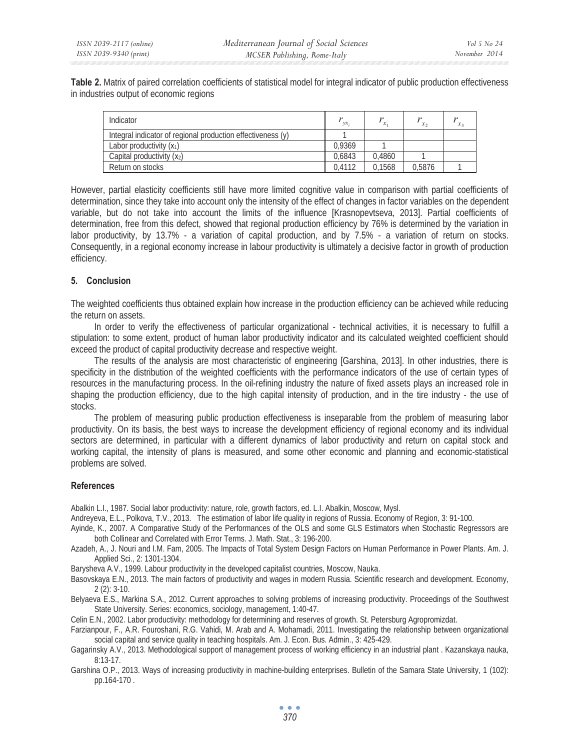**Table 2.** Matrix of paired correlation coefficients of statistical model for integral indicator of public production effectiveness in industries output of economic regions

| Indicator | $r_{yx_i}$ | $r_{x_1}$ | $r_{x_2}$ | $r_{x_3}$ |
|---|---|---|---|---|
| Integral indicator of regional production effectiveness (y) | 1 | | | |
| Labor productivity ($x_1$) | 0,9369 | 1 | | |
| Capital productivity ($x_2$) | 0,6843 | 0,4860 | 1 | |
| Return on stocks | 0,4112 | 0,1568 | 0,5876 | 1 |

However, partial elasticity coefficients still have more limited cognitive value in comparison with partial coefficients of determination, since they take into account only the intensity of the effect of changes in factor variables on the dependent variable, but do not take into account the limits of the influence [Krasnopevtseva, 2013]. Partial coefficients of determination, free from this defect, showed that regional production efficiency by 76% is determined by the variation in labor productivity, by 13.7% - a variation of capital production, and by 7.5% - a variation of return on stocks. Consequently, in a regional economy increase in labour productivity is ultimately a decisive factor in growth of production efficiency.

## 5. Conclusion

The weighted coefficients thus obtained explain how increase in the production efficiency can be achieved while reducing the return on assets.

In order to verify the effectiveness of particular organizational - technical activities, it is necessary to fulfill a stipulation: to some extent, product of human labor productivity indicator and its calculated weighted coefficient should exceed the product of capital productivity decrease and respective weight.

The results of the analysis are most characteristic of engineering [Garshina, 2013]. In other industries, there is specificity in the distribution of the weighted coefficients with the performance indicators of the use of certain types of resources in the manufacturing process. In the oil-refining industry the nature of fixed assets plays an increased role in shaping the production efficiency, due to the high capital intensity of production, and in the tire industry - the use of stocks.

The problem of measuring public production effectiveness is inseparable from the problem of measuring labor productivity. On its basis, the best ways to increase the development efficiency of regional economy and its individual sectors are determined, in particular with a different dynamics of labor productivity and return on capital stock and working capital, the intensity of plans is measured, and some other economic and planning and economic-statistical problems are solved.

## References

Abalkin L.I., 1987. Social labor productivity: nature, role, growth factors, ed. L.I. Abalkin, Moscow, Mysl.

Andreyeva, E.L., Polkova, T.V., 2013. The estimation of labor life quality in regions of Russia. Economy of Region, 3: 91-100.

Ayinde, K., 2007. A Comparative Study of the Performances of the OLS and some GLS Estimators when Stochastic Regressors are both Collinear and Correlated with Error Terms. J. Math. Stat., 3: 196-200.

Azadeh, A., J. Nouri and I.M. Fam, 2005. The Impacts of Total System Design Factors on Human Performance in Power Plants. Am. J. Applied Sci., 2: 1301-1304.

Barysheva A.V., 1999. Labour productivity in the developed capitalist countries, Moscow, Nauka.

Basovskaya E.N., 2013. The main factors of productivity and wages in modern Russia. Scientific research and development. Economy, 2 (2): 3-10.

Belyaeva E.S., Markina S.A., 2012. Current approaches to solving problems of increasing productivity. Proceedings of the Southwest State University. Series: economics, sociology, management, 1:40-47.

Celin E.N., 2002. Labor productivity: methodology for determining and reserves of growth. St. Petersburg Agropromizdat.

Farzianpour, F., A.R. Fouroshani, R.G. Vahidi, M. Arab and A. Mohamadi, 2011. Investigating the relationship between organizational social capital and service quality in teaching hospitals. Am. J. Econ. Bus. Admin., 3: 425-429.

Gagarinsky A.V., 2013. Methodological support of management process of working efficiency in an industrial plant . Kazanskaya nauka, 8:13-17.

Garshina O.P., 2013. Ways of increasing productivity in machine-building enterprises. Bulletin of the Samara State University, 1 (102): pp.164-170 .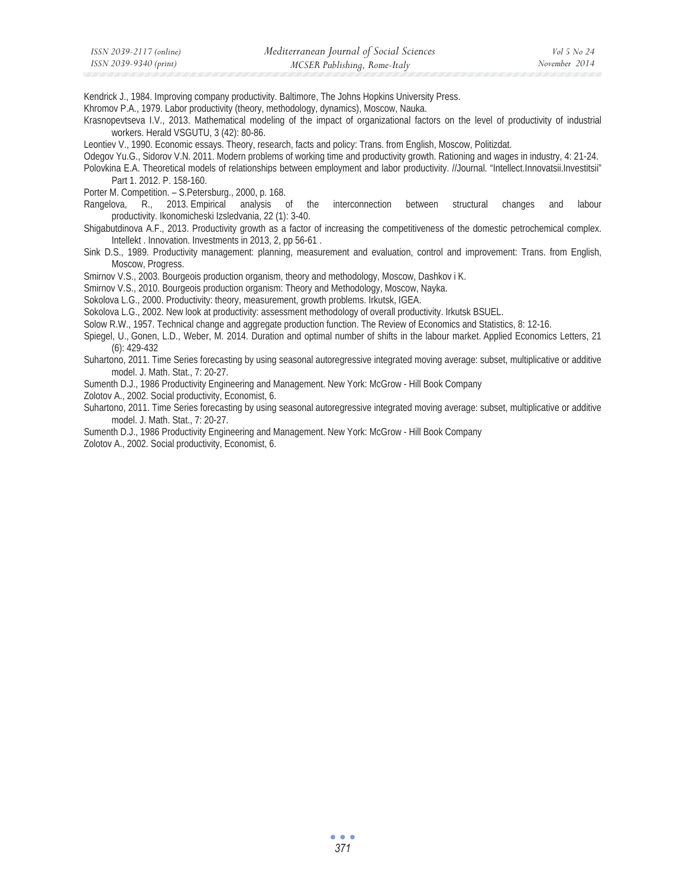Kendrick J., 1984. Improving company productivity. Baltimore, The Johns Hopkins University Press.

Khromov P.A., 1979. Labor productivity (theory, methodology, dynamics), Moscow, Nauka.

Krasnopevtseva I.V., 2013. Mathematical modeling of the impact of organizational factors on the level of productivity of industrial workers. Herald VSGUTU, 3 (42): 80-86.

Leontiev V., 1990. Economic essays. Theory, research, facts and policy: Trans. from English, Moscow, Politizdat.

Odegov Yu.G., Sidorov V.N. 2011. Modern problems of working time and productivity growth. Rationing and wages in industry, 4: 21-24.

Polovkina E.A. Theoretical models of relationships between employment and labor productivity. //Journal. "Intellect.Innovatsii.Investitsii" Part 1. 2012. P. 158-160.

Porter M. Competition. – S.Petersburg., 2000, p. 168.

Rangelova, R., 2013. Empirical analysis of the interconnection between structural changes and labour productivity. Ikonomicheski Izsledvania, 22 (1): 3-40.

Shigabutdinova A.F., 2013. Productivity growth as a factor of increasing the competitiveness of the domestic petrochemical complex. Intellekt . Innovation. Investments in 2013, 2, pp 56-61 .

Sink D.S., 1989. Productivity management: planning, measurement and evaluation, control and improvement: Trans. from English, Moscow, Progress.

Smirnov V.S., 2003. Bourgeois production organism, theory and methodology, Moscow, Dashkov i K.

Smirnov V.S., 2010. Bourgeois production organism: Theory and Methodology, Moscow, Nayka.

Sokolova L.G., 2000. Productivity: theory, measurement, growth problems. Irkutsk, IGEA.

Sokolova L.G., 2002. New look at productivity: assessment methodology of overall productivity. Irkutsk BSUEL.

Solow R.W., 1957. Technical change and aggregate production function. The Review of Economics and Statistics, 8: 12-16.

Spiegel, U., Gonen, L.D., Weber, M. 2014. Duration and optimal number of shifts in the labour market. Applied Economics Letters, 21 (6): 429-432

Suhartono, 2011. Time Series forecasting by using seasonal autoregressive integrated moving average: subset, multiplicative or additive model. J. Math. Stat., 7: 20-27.

Sumenth D.J., 1986 Productivity Engineering and Management. New York: McGrow - Hill Book Company

Zolotov A., 2002. Social productivity, Economist, 6.

Suhartono, 2011. Time Series forecasting by using seasonal autoregressive integrated moving average: subset, multiplicative or additive model. J. Math. Stat., 7: 20-27.

Sumenth D.J., 1986 Productivity Engineering and Management. New York: McGrow - Hill Book Company

Zolotov A., 2002. Social productivity, Economist, 6.